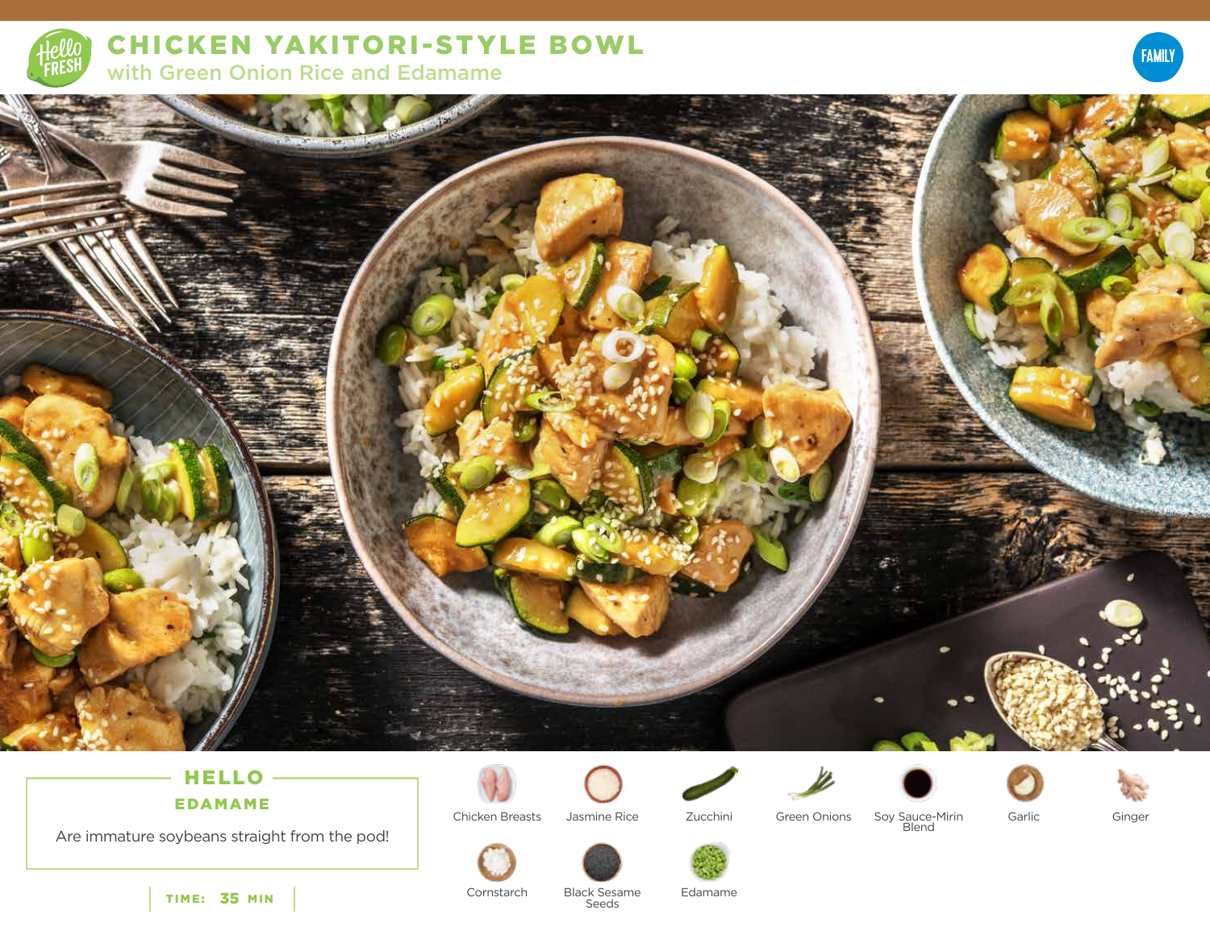# CHICKEN YAKITORI-STYLE BOWL

## with Green Onion Rice and Edamame

FAMILY

### HELLO EDAMAME

Are immature soybeans straight from the pod!

TIME: 35 MIN

- Chicken Breasts
- Jasmine Rice
- Zucchini
- Green Onions
- Soy Sauce-Mirin Blend
- Garlic
- Ginger
- Cornstarch
- Black Sesame Seeds
- Edamame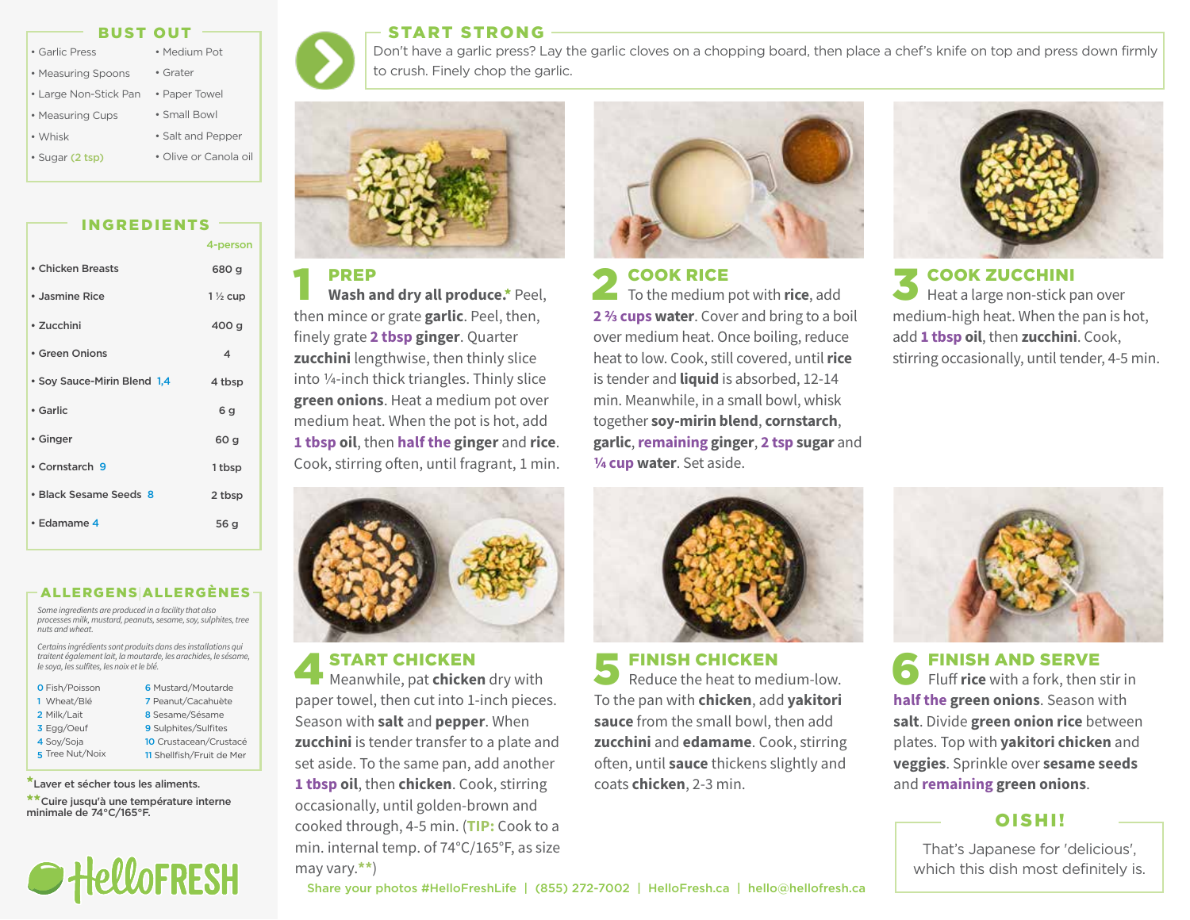## BUST OUT

- Garlic Press
- Measuring Spoons
- Large Non-Stick Pan
- Measuring Cups
- Whisk
- Sugar (2 tsp)
- Medium Pot
- Grater
- Paper Towel
- Small Bowl
- Salt and Pepper
- Olive or Canola oil

## INGREDIENTS

| | 4-person |
|---|---|
| • Chicken Breasts | 680 g |
| • Jasmine Rice | 1 ½ cup |
| • Zucchini | 400 g |
| • Green Onions | 4 |
| • Soy Sauce-Mirin Blend 1,4 | 4 tbsp |
| • Garlic | 6 g |
| • Ginger | 60 g |
| • Cornstarch 9 | 1 tbsp |
| • Black Sesame Seeds 8 | 2 tbsp |
| • Edamame 4 | 56 g |

## ALLERGENS|ALLERGÈNES

*Some ingredients are produced in a facility that also processes milk, mustard, peanuts, sesame, soy, sulphites, tree nuts and wheat.*

*Certains ingrédients sont produits dans des installations qui traitent également lait, la moutarde, les arachides, le sésame, le soya, les sulfites, les noix et le blé.*

- 0 Fish/Poisson
- 1 Wheat/Blé
- 2 Milk/Lait
- 3 Egg/Oeuf
- 4 Soy/Soja
- 5 Tree Nut/Noix
- 6 Mustard/Moutarde
- 7 Peanut/Cacahuète
- 8 Sesame/Sésame
- 9 Sulphites/Sulfites
- 10 Crustacean/Crustacé
- 11 Shellfish/Fruit de Mer

*Laver et sécher tous les aliments.

**Cuire jusqu'à une température interne minimale de 74°C/165°F.

## START STRONG

Don't have a garlic press? Lay the garlic cloves on a chopping board, then place a chef's knife on top and press down firmly to crush. Finely chop the garlic.

### 1 PREP

**Wash and dry all produce.*** Peel, then mince or grate **garlic**. Peel, then, finely grate **2 tbsp ginger**. Quarter **zucchini** lengthwise, then thinly slice into ¼-inch thick triangles. Thinly slice **green onions**. Heat a medium pot over medium heat. When the pot is hot, add **1 tbsp oil**, then **half the ginger** and **rice**. Cook, stirring often, until fragrant, 1 min.

### 2 COOK RICE

To the medium pot with **rice**, add **2 ⅔ cups water**. Cover and bring to a boil over medium heat. Once boiling, reduce heat to low. Cook, still covered, until **rice** is tender and **liquid** is absorbed, 12-14 min. Meanwhile, in a small bowl, whisk together **soy-mirin blend**, **cornstarch**, **garlic**, **remaining ginger**, **2 tsp sugar** and **¼ cup water**. Set aside.

### 3 COOK ZUCCHINI

Heat a large non-stick pan over medium-high heat. When the pan is hot, add **1 tbsp oil**, then **zucchini**. Cook, stirring occasionally, until tender, 4-5 min.

### 4 START CHICKEN

Meanwhile, pat **chicken** dry with paper towel, then cut into 1-inch pieces. Season with **salt** and **pepper**. When **zucchini** is tender transfer to a plate and set aside. To the same pan, add another **1 tbsp oil**, then **chicken**. Cook, stirring occasionally, until golden-brown and cooked through, 4-5 min. (**TIP:** Cook to a min. internal temp. of 74°C/165°F, as size may vary.**)

### 5 FINISH CHICKEN

Reduce the heat to medium-low. To the pan with **chicken**, add **yakitori sauce** from the small bowl, then add **zucchini** and **edamame**. Cook, stirring often, until **sauce** thickens slightly and coats **chicken**, 2-3 min.

### 6 FINISH AND SERVE

Fluff **rice** with a fork, then stir in **half the green onions**. Season with **salt**. Divide **green onion rice** between plates. Top with **yakitori chicken** and **veggies**. Sprinkle over **sesame seeds** and **remaining green onions**.

## OISHI!

That's Japanese for 'delicious', which this dish most definitely is.

Share your photos #HelloFreshLife | (855) 272-7002 | HelloFresh.ca | hello@hellofresh.ca

HelloFRESH